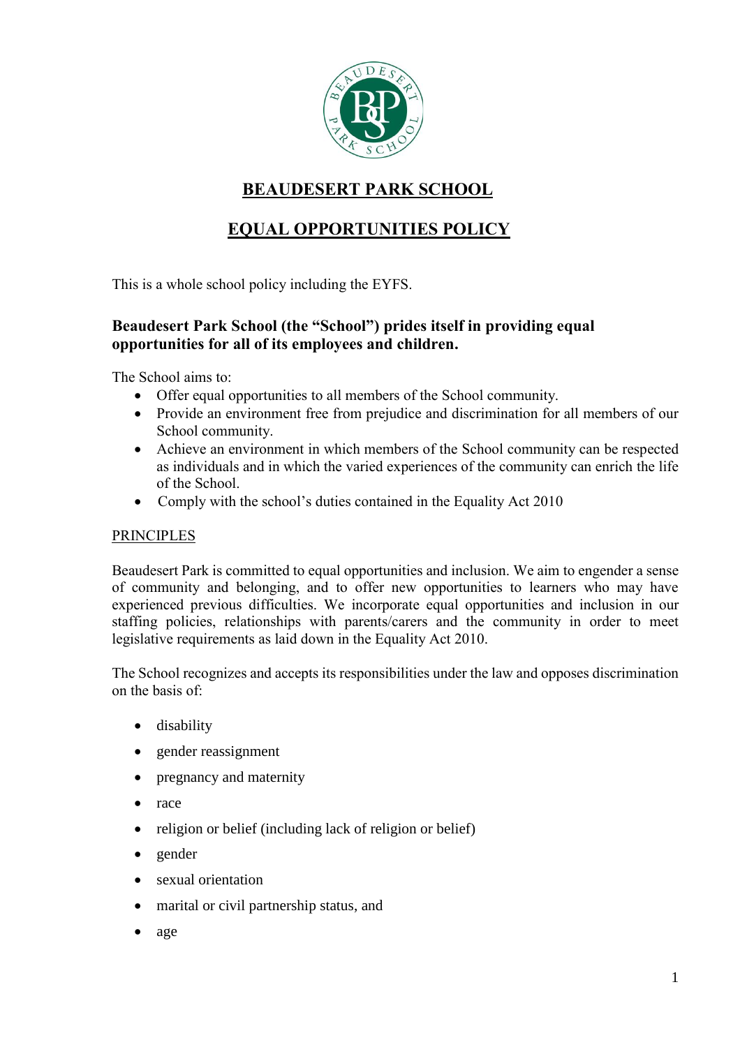# BEAUDESERT PARK SCHOOL

# EQUAL OPPORTUNITIES POLICY

This is a whole school policy including the EYFS.

### Beaudesert Park School (the "School") prides itself in providing equal opportunities for all of its employees and children.

The School aims to:

- Offer equal opportunities to all members of the School community.
- Provide an environment free from prejudice and discrimination for all members of our School community.
- Achieve an environment in which members of the School community can be respected as individuals and in which the varied experiences of the community can enrich the life of the School.
- Comply with the school's duties contained in the Equality Act 2010

## PRINCIPLES

Beaudesert Park is committed to equal opportunities and inclusion. We aim to engender a sense of community and belonging, and to offer new opportunities to learners who may have experienced previous difficulties. We incorporate equal opportunities and inclusion in our staffing policies, relationships with parents/carers and the community in order to meet legislative requirements as laid down in the Equality Act 2010.

The School recognizes and accepts its responsibilities under the law and opposes discrimination on the basis of:

- disability
- gender reassignment
- pregnancy and maternity
- race
- religion or belief (including lack of religion or belief)
- gender
- sexual orientation
- marital or civil partnership status, and
- age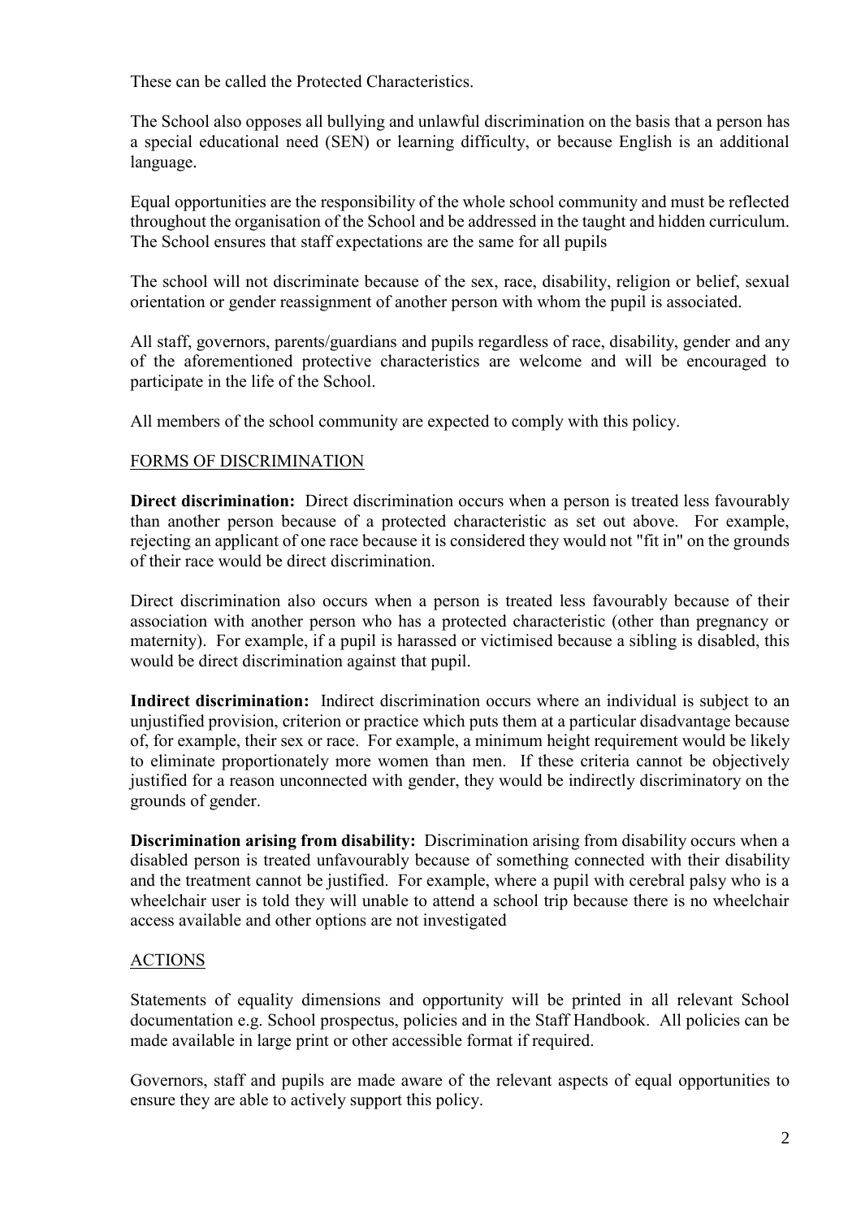These can be called the Protected Characteristics.

The School also opposes all bullying and unlawful discrimination on the basis that a person has a special educational need (SEN) or learning difficulty, or because English is an additional language.

Equal opportunities are the responsibility of the whole school community and must be reflected throughout the organisation of the School and be addressed in the taught and hidden curriculum. The School ensures that staff expectations are the same for all pupils

The school will not discriminate because of the sex, race, disability, religion or belief, sexual orientation or gender reassignment of another person with whom the pupil is associated.

All staff, governors, parents/guardians and pupils regardless of race, disability, gender and any of the aforementioned protective characteristics are welcome and will be encouraged to participate in the life of the School.

All members of the school community are expected to comply with this policy.

## FORMS OF DISCRIMINATION

**Direct discrimination:** Direct discrimination occurs when a person is treated less favourably than another person because of a protected characteristic as set out above. For example, rejecting an applicant of one race because it is considered they would not "fit in" on the grounds of their race would be direct discrimination.

Direct discrimination also occurs when a person is treated less favourably because of their association with another person who has a protected characteristic (other than pregnancy or maternity). For example, if a pupil is harassed or victimised because a sibling is disabled, this would be direct discrimination against that pupil.

**Indirect discrimination:** Indirect discrimination occurs where an individual is subject to an unjustified provision, criterion or practice which puts them at a particular disadvantage because of, for example, their sex or race. For example, a minimum height requirement would be likely to eliminate proportionately more women than men. If these criteria cannot be objectively justified for a reason unconnected with gender, they would be indirectly discriminatory on the grounds of gender.

**Discrimination arising from disability:** Discrimination arising from disability occurs when a disabled person is treated unfavourably because of something connected with their disability and the treatment cannot be justified. For example, where a pupil with cerebral palsy who is a wheelchair user is told they will unable to attend a school trip because there is no wheelchair access available and other options are not investigated

## ACTIONS

Statements of equality dimensions and opportunity will be printed in all relevant School documentation e.g. School prospectus, policies and in the Staff Handbook. All policies can be made available in large print or other accessible format if required.

Governors, staff and pupils are made aware of the relevant aspects of equal opportunities to ensure they are able to actively support this policy.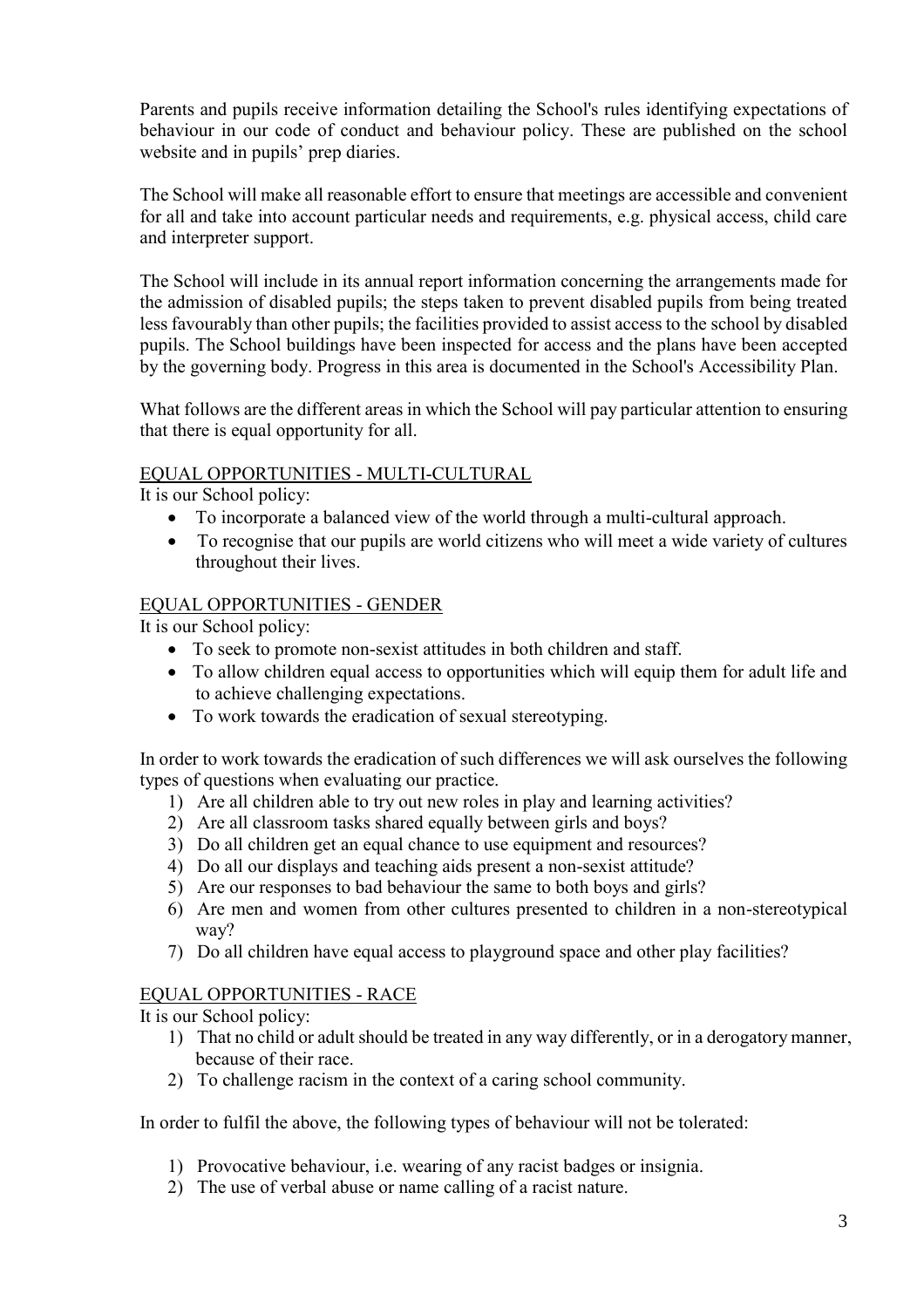Parents and pupils receive information detailing the School's rules identifying expectations of behaviour in our code of conduct and behaviour policy. These are published on the school website and in pupils' prep diaries.

The School will make all reasonable effort to ensure that meetings are accessible and convenient for all and take into account particular needs and requirements, e.g. physical access, child care and interpreter support.

The School will include in its annual report information concerning the arrangements made for the admission of disabled pupils; the steps taken to prevent disabled pupils from being treated less favourably than other pupils; the facilities provided to assist access to the school by disabled pupils. The School buildings have been inspected for access and the plans have been accepted by the governing body. Progress in this area is documented in the School's Accessibility Plan.

What follows are the different areas in which the School will pay particular attention to ensuring that there is equal opportunity for all.

## EQUAL OPPORTUNITIES - MULTI-CULTURAL

It is our School policy:

- To incorporate a balanced view of the world through a multi-cultural approach.
- To recognise that our pupils are world citizens who will meet a wide variety of cultures throughout their lives.

## EQUAL OPPORTUNITIES - GENDER

It is our School policy:

- To seek to promote non-sexist attitudes in both children and staff.
- To allow children equal access to opportunities which will equip them for adult life and to achieve challenging expectations.
- To work towards the eradication of sexual stereotyping.

In order to work towards the eradication of such differences we will ask ourselves the following types of questions when evaluating our practice.

1) Are all children able to try out new roles in play and learning activities?
2) Are all classroom tasks shared equally between girls and boys?
3) Do all children get an equal chance to use equipment and resources?
4) Do all our displays and teaching aids present a non-sexist attitude?
5) Are our responses to bad behaviour the same to both boys and girls?
6) Are men and women from other cultures presented to children in a non-stereotypical way?
7) Do all children have equal access to playground space and other play facilities?

## EQUAL OPPORTUNITIES - RACE

It is our School policy:

1) That no child or adult should be treated in any way differently, or in a derogatory manner, because of their race.
2) To challenge racism in the context of a caring school community.

In order to fulfil the above, the following types of behaviour will not be tolerated:

1) Provocative behaviour, i.e. wearing of any racist badges or insignia.
2) The use of verbal abuse or name calling of a racist nature.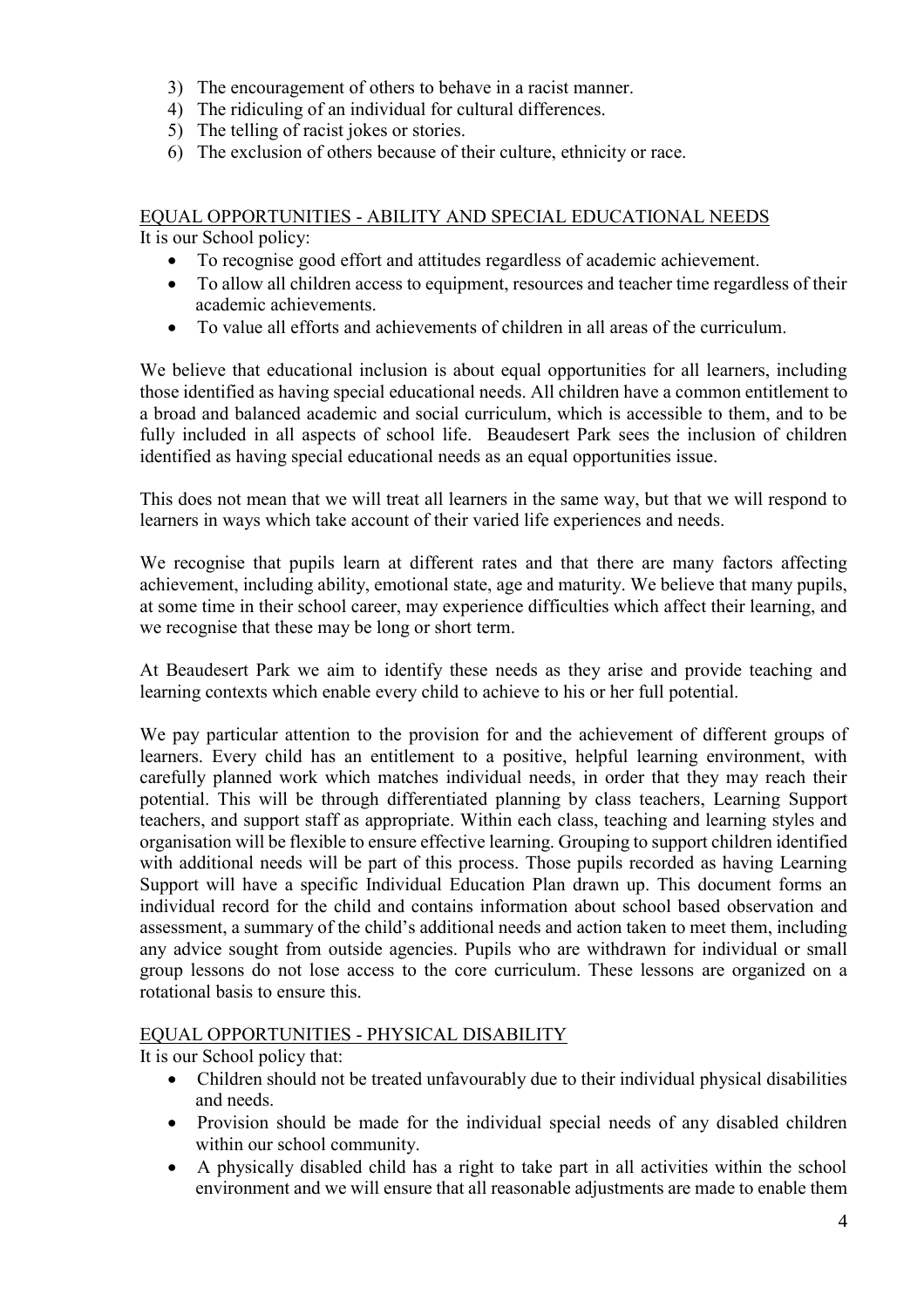3) The encouragement of others to behave in a racist manner.
4) The ridiculing of an individual for cultural differences.
5) The telling of racist jokes or stories.
6) The exclusion of others because of their culture, ethnicity or race.

<u>EQUAL OPPORTUNITIES - ABILITY AND SPECIAL EDUCATIONAL NEEDS</u>

It is our School policy:

- To recognise good effort and attitudes regardless of academic achievement.
- To allow all children access to equipment, resources and teacher time regardless of their academic achievements.
- To value all efforts and achievements of children in all areas of the curriculum.

We believe that educational inclusion is about equal opportunities for all learners, including those identified as having special educational needs. All children have a common entitlement to a broad and balanced academic and social curriculum, which is accessible to them, and to be fully included in all aspects of school life. Beaudesert Park sees the inclusion of children identified as having special educational needs as an equal opportunities issue.

This does not mean that we will treat all learners in the same way, but that we will respond to learners in ways which take account of their varied life experiences and needs.

We recognise that pupils learn at different rates and that there are many factors affecting achievement, including ability, emotional state, age and maturity. We believe that many pupils, at some time in their school career, may experience difficulties which affect their learning, and we recognise that these may be long or short term.

At Beaudesert Park we aim to identify these needs as they arise and provide teaching and learning contexts which enable every child to achieve to his or her full potential.

We pay particular attention to the provision for and the achievement of different groups of learners. Every child has an entitlement to a positive, helpful learning environment, with carefully planned work which matches individual needs, in order that they may reach their potential. This will be through differentiated planning by class teachers, Learning Support teachers, and support staff as appropriate. Within each class, teaching and learning styles and organisation will be flexible to ensure effective learning. Grouping to support children identified with additional needs will be part of this process. Those pupils recorded as having Learning Support will have a specific Individual Education Plan drawn up. This document forms an individual record for the child and contains information about school based observation and assessment, a summary of the child's additional needs and action taken to meet them, including any advice sought from outside agencies. Pupils who are withdrawn for individual or small group lessons do not lose access to the core curriculum. These lessons are organized on a rotational basis to ensure this.

<u>EQUAL OPPORTUNITIES - PHYSICAL DISABILITY</u>

It is our School policy that:

- Children should not be treated unfavourably due to their individual physical disabilities and needs.
- Provision should be made for the individual special needs of any disabled children within our school community.
- A physically disabled child has a right to take part in all activities within the school environment and we will ensure that all reasonable adjustments are made to enable them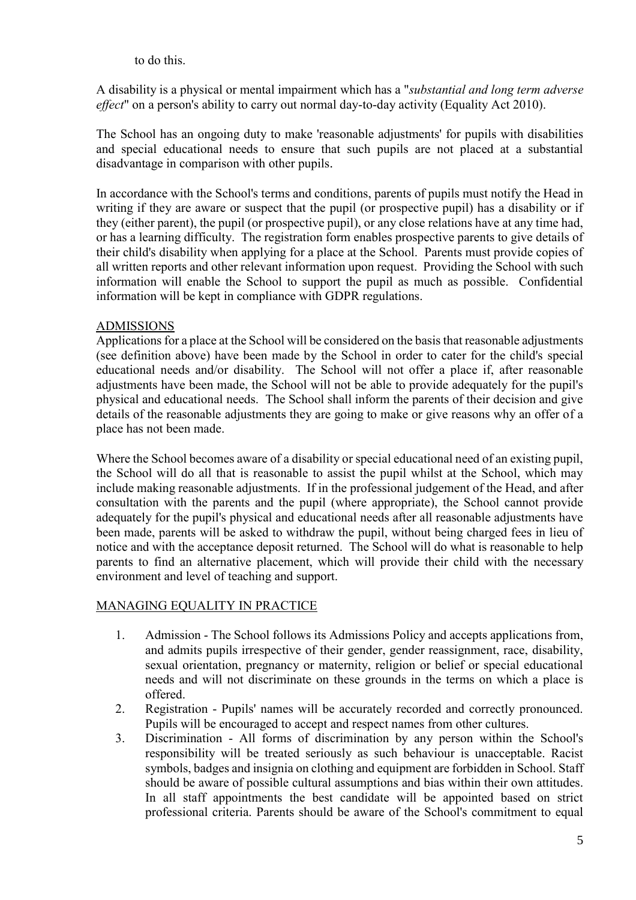to do this.

A disability is a physical or mental impairment which has a "*substantial and long term adverse effect*" on a person's ability to carry out normal day-to-day activity (Equality Act 2010).

The School has an ongoing duty to make 'reasonable adjustments' for pupils with disabilities and special educational needs to ensure that such pupils are not placed at a substantial disadvantage in comparison with other pupils.

In accordance with the School's terms and conditions, parents of pupils must notify the Head in writing if they are aware or suspect that the pupil (or prospective pupil) has a disability or if they (either parent), the pupil (or prospective pupil), or any close relations have at any time had, or has a learning difficulty. The registration form enables prospective parents to give details of their child's disability when applying for a place at the School. Parents must provide copies of all written reports and other relevant information upon request. Providing the School with such information will enable the School to support the pupil as much as possible. Confidential information will be kept in compliance with GDPR regulations.

## ADMISSIONS

Applications for a place at the School will be considered on the basis that reasonable adjustments (see definition above) have been made by the School in order to cater for the child's special educational needs and/or disability. The School will not offer a place if, after reasonable adjustments have been made, the School will not be able to provide adequately for the pupil's physical and educational needs. The School shall inform the parents of their decision and give details of the reasonable adjustments they are going to make or give reasons why an offer of a place has not been made.

Where the School becomes aware of a disability or special educational need of an existing pupil, the School will do all that is reasonable to assist the pupil whilst at the School, which may include making reasonable adjustments. If in the professional judgement of the Head, and after consultation with the parents and the pupil (where appropriate), the School cannot provide adequately for the pupil's physical and educational needs after all reasonable adjustments have been made, parents will be asked to withdraw the pupil, without being charged fees in lieu of notice and with the acceptance deposit returned. The School will do what is reasonable to help parents to find an alternative placement, which will provide their child with the necessary environment and level of teaching and support.

## MANAGING EQUALITY IN PRACTICE

1. Admission - The School follows its Admissions Policy and accepts applications from, and admits pupils irrespective of their gender, gender reassignment, race, disability, sexual orientation, pregnancy or maternity, religion or belief or special educational needs and will not discriminate on these grounds in the terms on which a place is offered.
2. Registration - Pupils' names will be accurately recorded and correctly pronounced. Pupils will be encouraged to accept and respect names from other cultures.
3. Discrimination - All forms of discrimination by any person within the School's responsibility will be treated seriously as such behaviour is unacceptable. Racist symbols, badges and insignia on clothing and equipment are forbidden in School. Staff should be aware of possible cultural assumptions and bias within their own attitudes. In all staff appointments the best candidate will be appointed based on strict professional criteria. Parents should be aware of the School's commitment to equal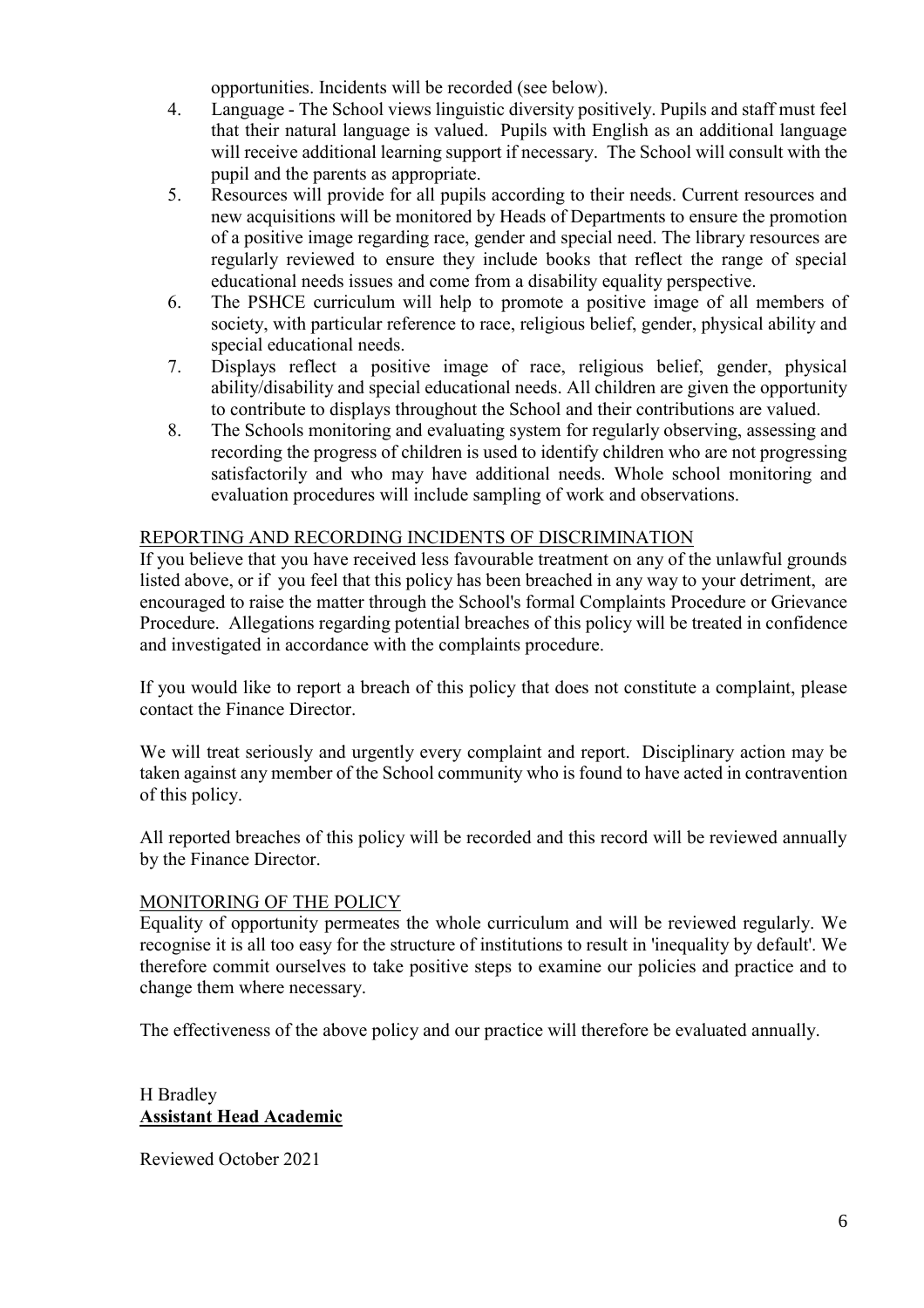opportunities. Incidents will be recorded (see below).

4. Language - The School views linguistic diversity positively. Pupils and staff must feel that their natural language is valued. Pupils with English as an additional language will receive additional learning support if necessary. The School will consult with the pupil and the parents as appropriate.
5. Resources will provide for all pupils according to their needs. Current resources and new acquisitions will be monitored by Heads of Departments to ensure the promotion of a positive image regarding race, gender and special need. The library resources are regularly reviewed to ensure they include books that reflect the range of special educational needs issues and come from a disability equality perspective.
6. The PSHCE curriculum will help to promote a positive image of all members of society, with particular reference to race, religious belief, gender, physical ability and special educational needs.
7. Displays reflect a positive image of race, religious belief, gender, physical ability/disability and special educational needs. All children are given the opportunity to contribute to displays throughout the School and their contributions are valued.
8. The Schools monitoring and evaluating system for regularly observing, assessing and recording the progress of children is used to identify children who are not progressing satisfactorily and who may have additional needs. Whole school monitoring and evaluation procedures will include sampling of work and observations.

## REPORTING AND RECORDING INCIDENTS OF DISCRIMINATION

If you believe that you have received less favourable treatment on any of the unlawful grounds listed above, or if you feel that this policy has been breached in any way to your detriment, are encouraged to raise the matter through the School's formal Complaints Procedure or Grievance Procedure. Allegations regarding potential breaches of this policy will be treated in confidence and investigated in accordance with the complaints procedure.

If you would like to report a breach of this policy that does not constitute a complaint, please contact the Finance Director.

We will treat seriously and urgently every complaint and report. Disciplinary action may be taken against any member of the School community who is found to have acted in contravention of this policy.

All reported breaches of this policy will be recorded and this record will be reviewed annually by the Finance Director.

## MONITORING OF THE POLICY

Equality of opportunity permeates the whole curriculum and will be reviewed regularly. We recognise it is all too easy for the structure of institutions to result in 'inequality by default'. We therefore commit ourselves to take positive steps to examine our policies and practice and to change them where necessary.

The effectiveness of the above policy and our practice will therefore be evaluated annually.

H Bradley
**Assistant Head Academic**

Reviewed October 2021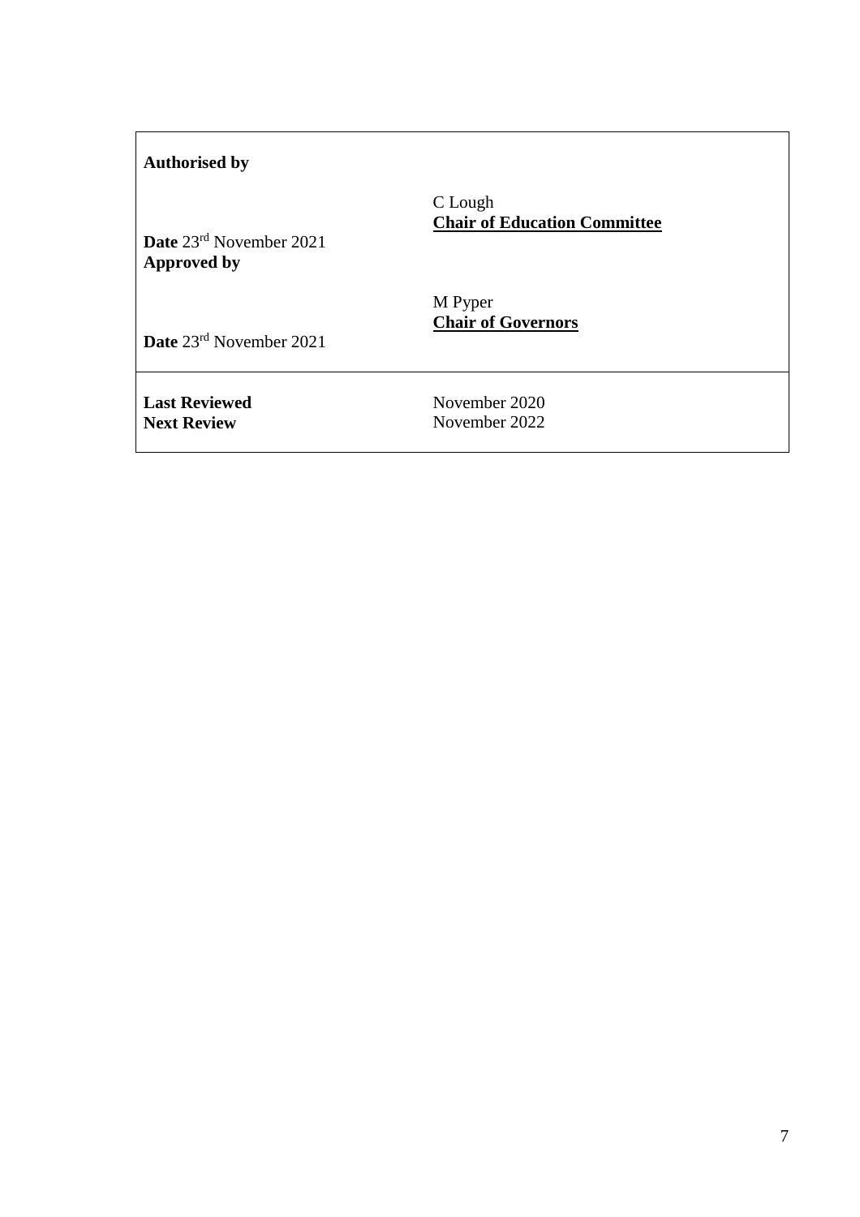| | |
|---|---|
| **Authorised by** | |
| | C Lough<br>**Chair of Education Committee** |
| **Date** 23rd November 2021<br>**Approved by** | |
| | M Pyper<br>**Chair of Governors** |
| **Date** 23rd November 2021 | |
| **Last Reviewed** | November 2020 |
| **Next Review** | November 2022 |